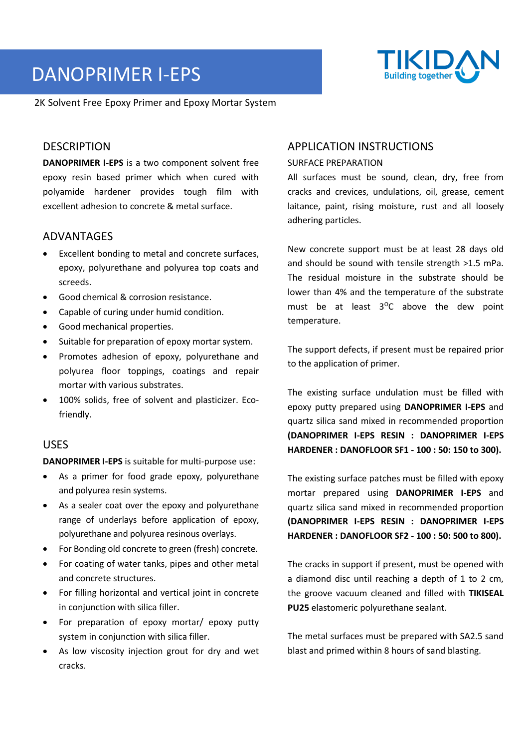# DANOPRIMER I-EPS

2K Solvent Free Epoxy Primer and Epoxy Mortar System

## DESCRIPTION

**DANOPRIMER I-EPS** is a two component solvent free epoxy resin based primer which when cured with polyamide hardener provides tough film with excellent adhesion to concrete & metal surface.

## ADVANTAGES

- Excellent bonding to metal and concrete surfaces, epoxy, polyurethane and polyurea top coats and screeds.
- Good chemical & corrosion resistance.
- Capable of curing under humid condition.
- Good mechanical properties.
- Suitable for preparation of epoxy mortar system.
- Promotes adhesion of epoxy, polyurethane and polyurea floor toppings, coatings and repair mortar with various substrates.
- 100% solids, free of solvent and plasticizer. Eco-friendly.

## USES

**DANOPRIMER I-EPS** is suitable for multi-purpose use:

- As a primer for food grade epoxy, polyurethane and polyurea resin systems.
- As a sealer coat over the epoxy and polyurethane range of underlays before application of epoxy, polyurethane and polyurea resinous overlays.
- For Bonding old concrete to green (fresh) concrete.
- For coating of water tanks, pipes and other metal and concrete structures.
- For filling horizontal and vertical joint in concrete in conjunction with silica filler.
- For preparation of epoxy mortar/ epoxy putty system in conjunction with silica filler.
- As low viscosity injection grout for dry and wet cracks.

## APPLICATION INSTRUCTIONS

SURFACE PREPARATION

All surfaces must be sound, clean, dry, free from cracks and crevices, undulations, oil, grease, cement laitance, paint, rising moisture, rust and all loosely adhering particles.

New concrete support must be at least 28 days old and should be sound with tensile strength >1.5 mPa. The residual moisture in the substrate should be lower than 4% and the temperature of the substrate must be at least $3^{O}C$ above the dew point temperature.

The support defects, if present must be repaired prior to the application of primer.

The existing surface undulation must be filled with epoxy putty prepared using **DANOPRIMER I-EPS** and quartz silica sand mixed in recommended proportion **(DANOPRIMER I-EPS RESIN : DANOPRIMER I-EPS HARDENER : DANOFLOOR SF1 - 100 : 50: 150 to 300).**

The existing surface patches must be filled with epoxy mortar prepared using **DANOPRIMER I-EPS** and quartz silica sand mixed in recommended proportion **(DANOPRIMER I-EPS RESIN : DANOPRIMER I-EPS HARDENER : DANOFLOOR SF2 - 100 : 50: 500 to 800).**

The cracks in support if present, must be opened with a diamond disc until reaching a depth of 1 to 2 cm, the groove vacuum cleaned and filled with **TIKISEAL PU25** elastomeric polyurethane sealant.

The metal surfaces must be prepared with SA2.5 sand blast and primed within 8 hours of sand blasting.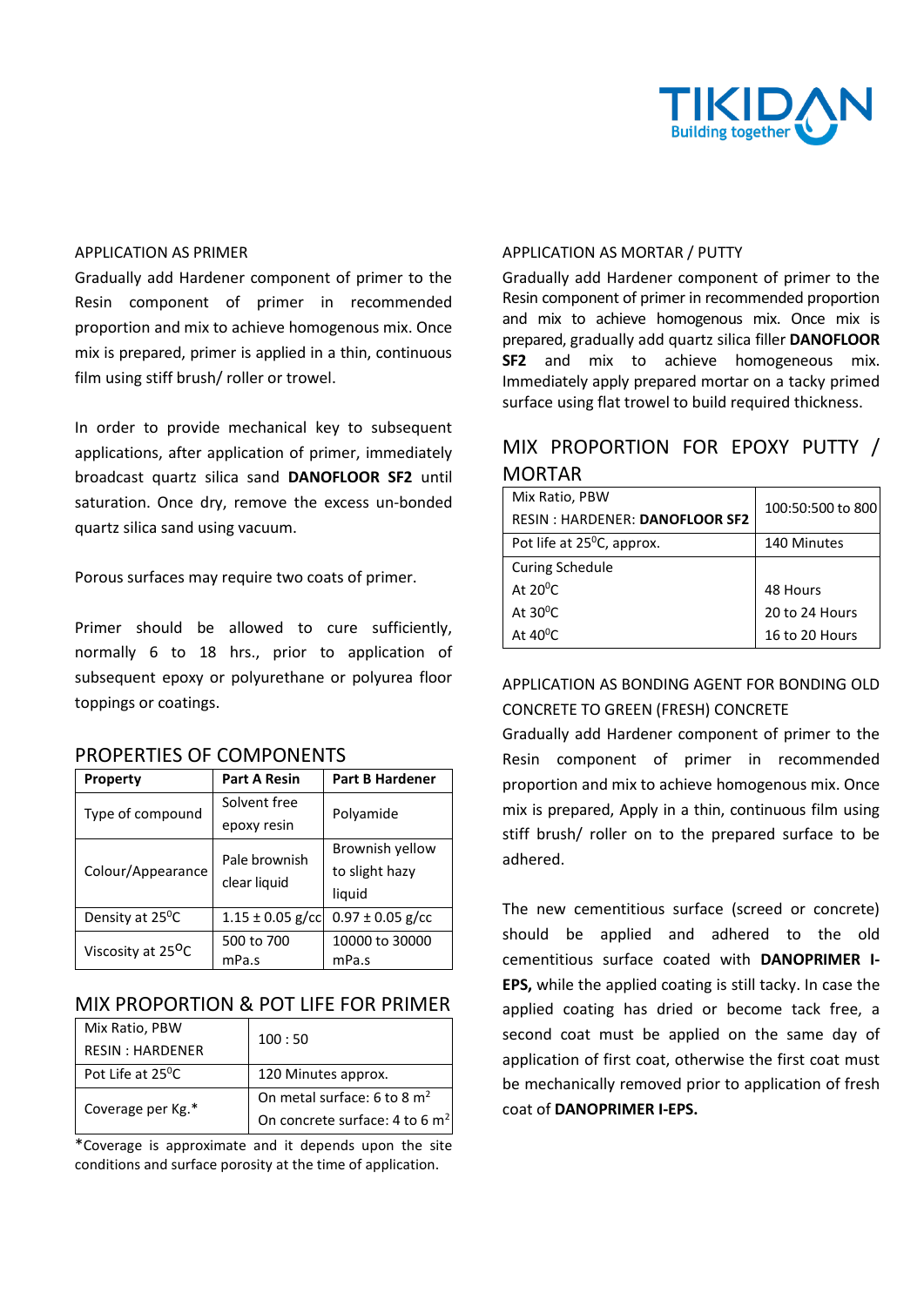APPLICATION AS PRIMER

Gradually add Hardener component of primer to the Resin component of primer in recommended proportion and mix to achieve homogenous mix. Once mix is prepared, primer is applied in a thin, continuous film using stiff brush/ roller or trowel.

In order to provide mechanical key to subsequent applications, after application of primer, immediately broadcast quartz silica sand **DANOFLOOR SF2** until saturation. Once dry, remove the excess un-bonded quartz silica sand using vacuum.

Porous surfaces may require two coats of primer.

Primer should be allowed to cure sufficiently, normally 6 to 18 hrs., prior to application of subsequent epoxy or polyurethane or polyurea floor toppings or coatings.

## PROPERTIES OF COMPONENTS

| Property | Part A Resin | Part B Hardener |
|---|---|---|
| Type of compound | Solvent free epoxy resin | Polyamide |
| Colour/Appearance | Pale brownish clear liquid | Brownish yellow to slight hazy liquid |
| Density at 25$^0$C | 1.15 ± 0.05 g/cc | 0.97 ± 0.05 g/cc |
| Viscosity at 25$^0$C | 500 to 700 mPa.s | 10000 to 30000 mPa.s |

## MIX PROPORTION & POT LIFE FOR PRIMER

| | |
|---|---|
| Mix Ratio, PBW RESIN : HARDENER | 100 : 50 |
| Pot Life at 25$^0$C | 120 Minutes approx. |
| Coverage per Kg.* | On metal surface: 6 to 8 m$^2$ On concrete surface: 4 to 6 m$^2$ |

*Coverage is approximate and it depends upon the site conditions and surface porosity at the time of application.

APPLICATION AS MORTAR / PUTTY

Gradually add Hardener component of primer to the Resin component of primer in recommended proportion and mix to achieve homogenous mix. Once mix is prepared, gradually add quartz silica filler **DANOFLOOR SF2** and mix to achieve homogeneous mix. Immediately apply prepared mortar on a tacky primed surface using flat trowel to build required thickness.

## MIX PROPORTION FOR EPOXY PUTTY / MORTAR

| | |
|---|---|
| Mix Ratio, PBW RESIN : HARDENER: **DANOFLOOR SF2** | 100:50:500 to 800 |
| Pot life at 25$^0$C, approx. | 140 Minutes |
| Curing Schedule | |
| At 20$^0$C | 48 Hours |
| At 30$^0$C | 20 to 24 Hours |
| At 40$^0$C | 16 to 20 Hours |

APPLICATION AS BONDING AGENT FOR BONDING OLD CONCRETE TO GREEN (FRESH) CONCRETE

Gradually add Hardener component of primer to the Resin component of primer in recommended proportion and mix to achieve homogenous mix. Once mix is prepared, Apply in a thin, continuous film using stiff brush/ roller on to the prepared surface to be adhered.

The new cementitious surface (screed or concrete) should be applied and adhered to the old cementitious surface coated with **DANOPRIMER I-EPS,** while the applied coating is still tacky. In case the applied coating has dried or become tack free, a second coat must be applied on the same day of application of first coat, otherwise the first coat must be mechanically removed prior to application of fresh coat of **DANOPRIMER I-EPS.**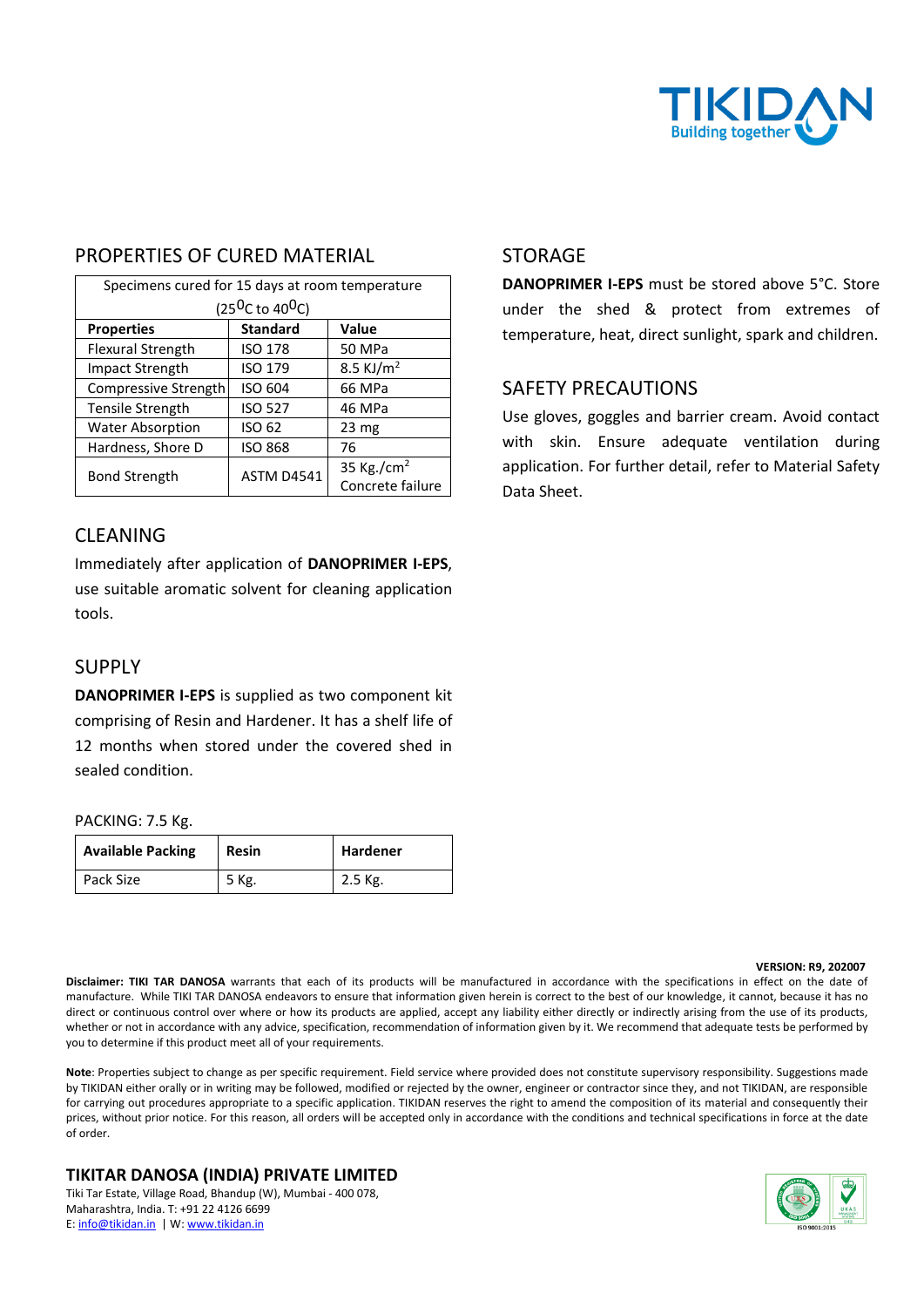## PROPERTIES OF CURED MATERIAL

| Specimens cured for 15 days at room temperature ($25^0$C to $40^0$C) | | |
|---|---|---|
| **Properties** | **Standard** | **Value** |
| Flexural Strength | ISO 178 | 50 MPa |
| Impact Strength | ISO 179 | 8.5 KJ/m$^2$ |
| Compressive Strength | ISO 604 | 66 MPa |
| Tensile Strength | ISO 527 | 46 MPa |
| Water Absorption | ISO 62 | 23 mg |
| Hardness, Shore D | ISO 868 | 76 |
| Bond Strength | ASTM D4541 | 35 Kg./cm$^2$ Concrete failure |

## CLEANING

Immediately after application of **DANOPRIMER I-EPS**, use suitable aromatic solvent for cleaning application tools.

## SUPPLY

**DANOPRIMER I-EPS** is supplied as two component kit comprising of Resin and Hardener. It has a shelf life of 12 months when stored under the covered shed in sealed condition.

PACKING: 7.5 Kg.

| **Available Packing** | **Resin** | **Hardener** |
|---|---|---|
| Pack Size | 5 Kg. | 2.5 Kg. |

## STORAGE

**DANOPRIMER I-EPS** must be stored above 5°C. Store under the shed & protect from extremes of temperature, heat, direct sunlight, spark and children.

## SAFETY PRECAUTIONS

Use gloves, goggles and barrier cream. Avoid contact with skin. Ensure adequate ventilation during application. For further detail, refer to Material Safety Data Sheet.

**VERSION: R9, 202007**

**Disclaimer: TIKI TAR DANOSA** warrants that each of its products will be manufactured in accordance with the specifications in effect on the date of manufacture. While TIKI TAR DANOSA endeavors to ensure that information given herein is correct to the best of our knowledge, it cannot, because it has no direct or continuous control over where or how its products are applied, accept any liability either directly or indirectly arising from the use of its products, whether or not in accordance with any advice, specification, recommendation of information given by it. We recommend that adequate tests be performed by you to determine if this product meet all of your requirements.

**Note**: Properties subject to change as per specific requirement. Field service where provided does not constitute supervisory responsibility. Suggestions made by TIKIDAN either orally or in writing may be followed, modified or rejected by the owner, engineer or contractor since they, and not TIKIDAN, are responsible for carrying out procedures appropriate to a specific application. TIKIDAN reserves the right to amend the composition of its material and consequently their prices, without prior notice. For this reason, all orders will be accepted only in accordance with the conditions and technical specifications in force at the date of order.

**TIKITAR DANOSA (INDIA) PRIVATE LIMITED**
Tiki Tar Estate, Village Road, Bhandup (W), Mumbai - 400 078,
Maharashtra, India. T: +91 22 4126 6699
E: info@tikidan.in | W: www.tikidan.in